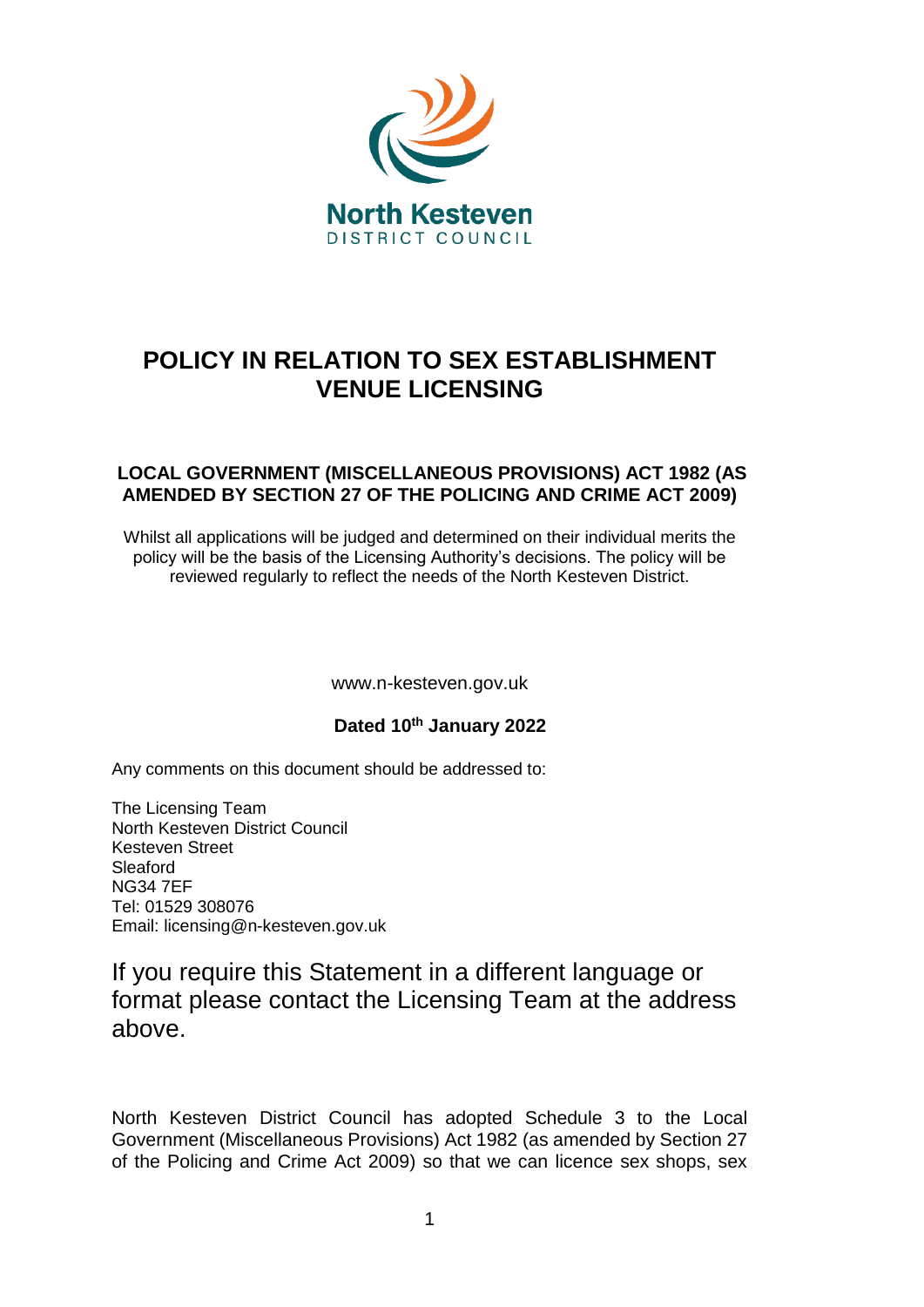North Kesteven
DISTRICT COUNCIL

# POLICY IN RELATION TO SEX ESTABLISHMENT VENUE LICENSING

### LOCAL GOVERNMENT (MISCELLANEOUS PROVISIONS) ACT 1982 (AS AMENDED BY SECTION 27 OF THE POLICING AND CRIME ACT 2009)

Whilst all applications will be judged and determined on their individual merits the policy will be the basis of the Licensing Authority's decisions. The policy will be reviewed regularly to reflect the needs of the North Kesteven District.

www.n-kesteven.gov.uk

**Dated 10th January 2022**

Any comments on this document should be addressed to:

The Licensing Team
North Kesteven District Council
Kesteven Street
Sleaford
NG34 7EF
Tel: 01529 308076
Email: licensing@n-kesteven.gov.uk

If you require this Statement in a different language or format please contact the Licensing Team at the address above.

North Kesteven District Council has adopted Schedule 3 to the Local Government (Miscellaneous Provisions) Act 1982 (as amended by Section 27 of the Policing and Crime Act 2009) so that we can licence sex shops, sex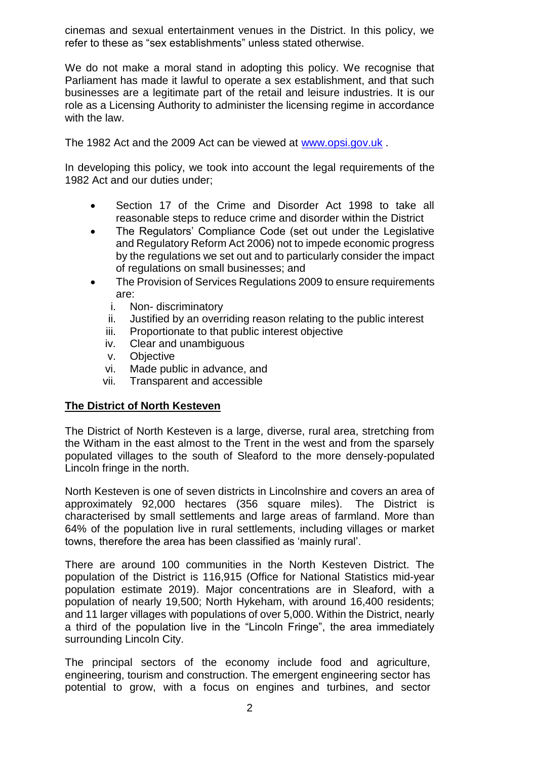cinemas and sexual entertainment venues in the District. In this policy, we refer to these as "sex establishments" unless stated otherwise.

We do not make a moral stand in adopting this policy. We recognise that Parliament has made it lawful to operate a sex establishment, and that such businesses are a legitimate part of the retail and leisure industries. It is our role as a Licensing Authority to administer the licensing regime in accordance with the law.

The 1982 Act and the 2009 Act can be viewed at [www.opsi.gov.uk](http://www.opsi.gov.uk) .

In developing this policy, we took into account the legal requirements of the 1982 Act and our duties under;

- Section 17 of the Crime and Disorder Act 1998 to take all reasonable steps to reduce crime and disorder within the District
- The Regulators' Compliance Code (set out under the Legislative and Regulatory Reform Act 2006) not to impede economic progress by the regulations we set out and to particularly consider the impact of regulations on small businesses; and
- The Provision of Services Regulations 2009 to ensure requirements are:
    i. Non- discriminatory
    ii. Justified by an overriding reason relating to the public interest
    iii. Proportionate to that public interest objective
    iv. Clear and unambiguous
    v. Objective
    vi. Made public in advance, and
    vii. Transparent and accessible

## The District of North Kesteven

The District of North Kesteven is a large, diverse, rural area, stretching from the Witham in the east almost to the Trent in the west and from the sparsely populated villages to the south of Sleaford to the more densely-populated Lincoln fringe in the north.

North Kesteven is one of seven districts in Lincolnshire and covers an area of approximately 92,000 hectares (356 square miles). The District is characterised by small settlements and large areas of farmland. More than 64% of the population live in rural settlements, including villages or market towns, therefore the area has been classified as 'mainly rural'.

There are around 100 communities in the North Kesteven District. The population of the District is 116,915 (Office for National Statistics mid-year population estimate 2019). Major concentrations are in Sleaford, with a population of nearly 19,500; North Hykeham, with around 16,400 residents; and 11 larger villages with populations of over 5,000. Within the District, nearly a third of the population live in the "Lincoln Fringe", the area immediately surrounding Lincoln City.

The principal sectors of the economy include food and agriculture, engineering, tourism and construction. The emergent engineering sector has potential to grow, with a focus on engines and turbines, and sector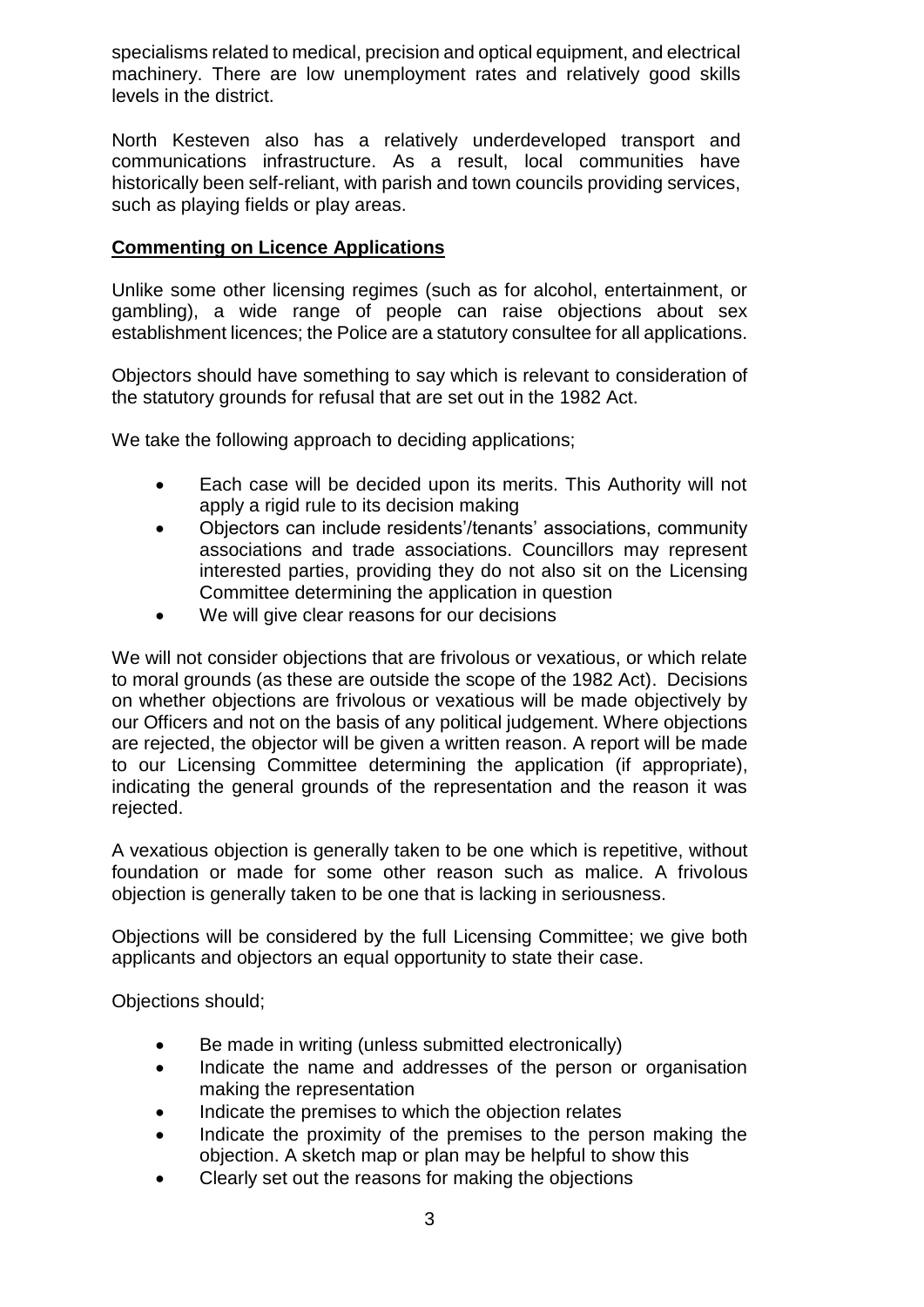specialisms related to medical, precision and optical equipment, and electrical machinery. There are low unemployment rates and relatively good skills levels in the district.

North Kesteven also has a relatively underdeveloped transport and communications infrastructure. As a result, local communities have historically been self-reliant, with parish and town councils providing services, such as playing fields or play areas.

## Commenting on Licence Applications

Unlike some other licensing regimes (such as for alcohol, entertainment, or gambling), a wide range of people can raise objections about sex establishment licences; the Police are a statutory consultee for all applications.

Objectors should have something to say which is relevant to consideration of the statutory grounds for refusal that are set out in the 1982 Act.

We take the following approach to deciding applications;

- Each case will be decided upon its merits. This Authority will not apply a rigid rule to its decision making
- Objectors can include residents'/tenants' associations, community associations and trade associations. Councillors may represent interested parties, providing they do not also sit on the Licensing Committee determining the application in question
- We will give clear reasons for our decisions

We will not consider objections that are frivolous or vexatious, or which relate to moral grounds (as these are outside the scope of the 1982 Act). Decisions on whether objections are frivolous or vexatious will be made objectively by our Officers and not on the basis of any political judgement. Where objections are rejected, the objector will be given a written reason. A report will be made to our Licensing Committee determining the application (if appropriate), indicating the general grounds of the representation and the reason it was rejected.

A vexatious objection is generally taken to be one which is repetitive, without foundation or made for some other reason such as malice. A frivolous objection is generally taken to be one that is lacking in seriousness.

Objections will be considered by the full Licensing Committee; we give both applicants and objectors an equal opportunity to state their case.

Objections should;

- Be made in writing (unless submitted electronically)
- Indicate the name and addresses of the person or organisation making the representation
- Indicate the premises to which the objection relates
- Indicate the proximity of the premises to the person making the objection. A sketch map or plan may be helpful to show this
- Clearly set out the reasons for making the objections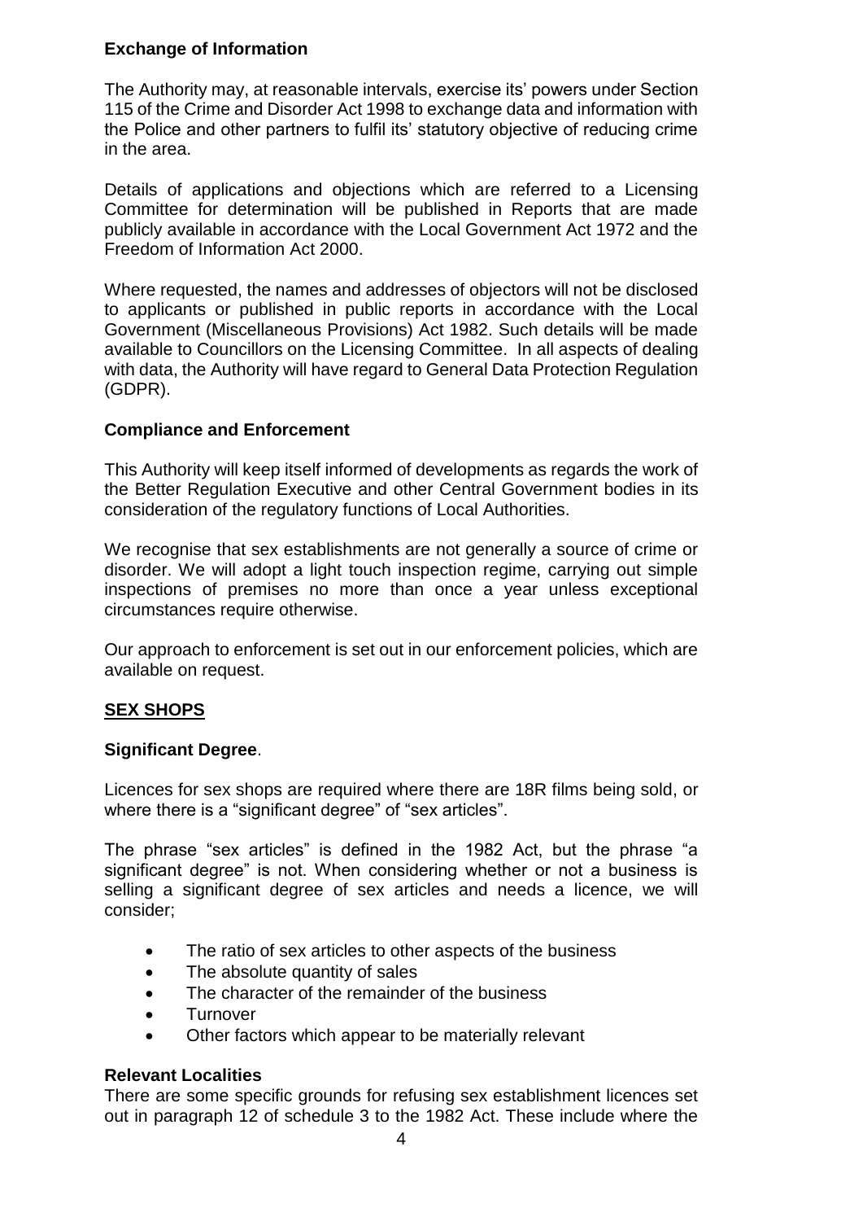### Exchange of Information

The Authority may, at reasonable intervals, exercise its' powers under Section 115 of the Crime and Disorder Act 1998 to exchange data and information with the Police and other partners to fulfil its' statutory objective of reducing crime in the area.

Details of applications and objections which are referred to a Licensing Committee for determination will be published in Reports that are made publicly available in accordance with the Local Government Act 1972 and the Freedom of Information Act 2000.

Where requested, the names and addresses of objectors will not be disclosed to applicants or published in public reports in accordance with the Local Government (Miscellaneous Provisions) Act 1982. Such details will be made available to Councillors on the Licensing Committee. In all aspects of dealing with data, the Authority will have regard to General Data Protection Regulation (GDPR).

### Compliance and Enforcement

This Authority will keep itself informed of developments as regards the work of the Better Regulation Executive and other Central Government bodies in its consideration of the regulatory functions of Local Authorities.

We recognise that sex establishments are not generally a source of crime or disorder. We will adopt a light touch inspection regime, carrying out simple inspections of premises no more than once a year unless exceptional circumstances require otherwise.

Our approach to enforcement is set out in our enforcement policies, which are available on request.

## SEX SHOPS

### Significant Degree.

Licences for sex shops are required where there are 18R films being sold, or where there is a "significant degree" of "sex articles".

The phrase "sex articles" is defined in the 1982 Act, but the phrase "a significant degree" is not. When considering whether or not a business is selling a significant degree of sex articles and needs a licence, we will consider;

- The ratio of sex articles to other aspects of the business
- The absolute quantity of sales
- The character of the remainder of the business
- Turnover
- Other factors which appear to be materially relevant

### Relevant Localities

There are some specific grounds for refusing sex establishment licences set out in paragraph 12 of schedule 3 to the 1982 Act. These include where the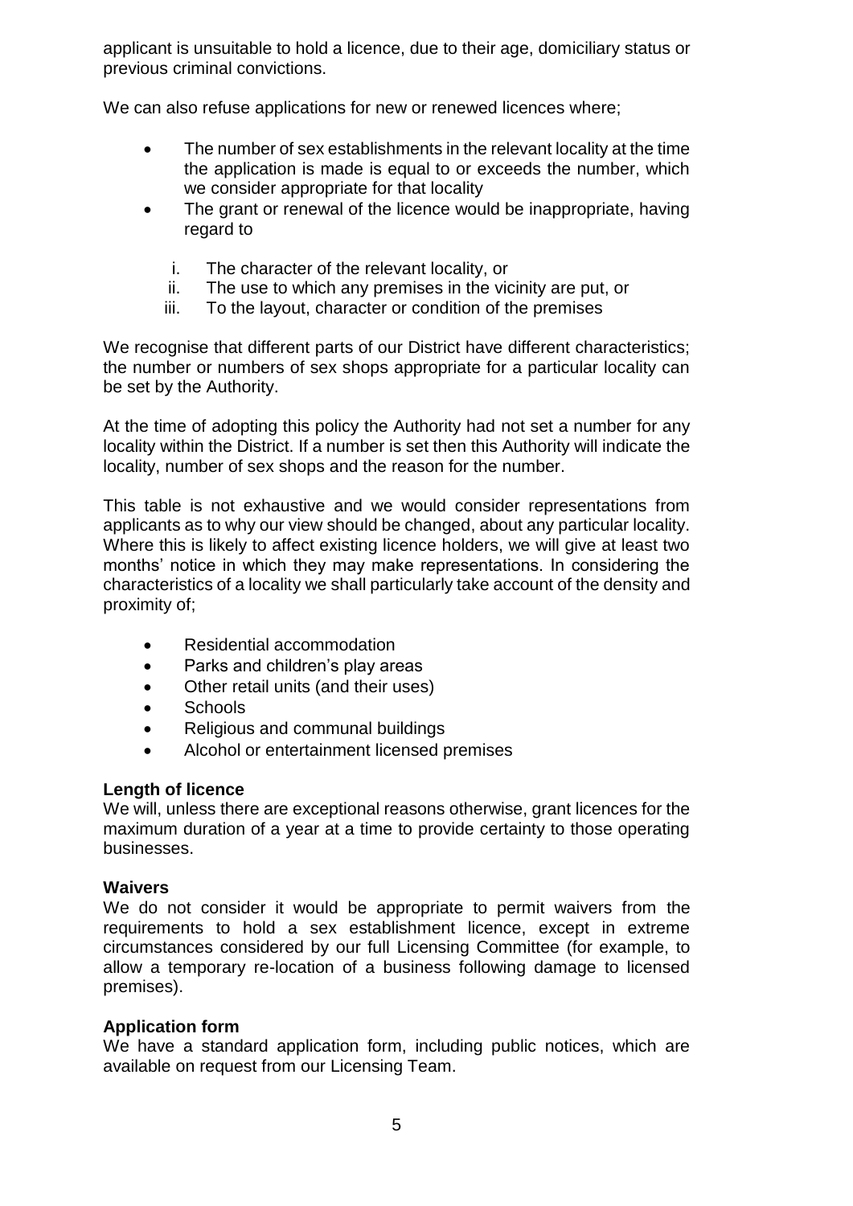applicant is unsuitable to hold a licence, due to their age, domiciliary status or previous criminal convictions.

We can also refuse applications for new or renewed licences where;

- The number of sex establishments in the relevant locality at the time the application is made is equal to or exceeds the number, which we consider appropriate for that locality
- The grant or renewal of the licence would be inappropriate, having regard to

    i. The character of the relevant locality, or
    ii. The use to which any premises in the vicinity are put, or
    iii. To the layout, character or condition of the premises

We recognise that different parts of our District have different characteristics; the number or numbers of sex shops appropriate for a particular locality can be set by the Authority.

At the time of adopting this policy the Authority had not set a number for any locality within the District. If a number is set then this Authority will indicate the locality, number of sex shops and the reason for the number.

This table is not exhaustive and we would consider representations from applicants as to why our view should be changed, about any particular locality. Where this is likely to affect existing licence holders, we will give at least two months' notice in which they may make representations. In considering the characteristics of a locality we shall particularly take account of the density and proximity of;

- Residential accommodation
- Parks and children's play areas
- Other retail units (and their uses)
- Schools
- Religious and communal buildings
- Alcohol or entertainment licensed premises

**Length of licence**
We will, unless there are exceptional reasons otherwise, grant licences for the maximum duration of a year at a time to provide certainty to those operating businesses.

**Waivers**
We do not consider it would be appropriate to permit waivers from the requirements to hold a sex establishment licence, except in extreme circumstances considered by our full Licensing Committee (for example, to allow a temporary re-location of a business following damage to licensed premises).

**Application form**
We have a standard application form, including public notices, which are available on request from our Licensing Team.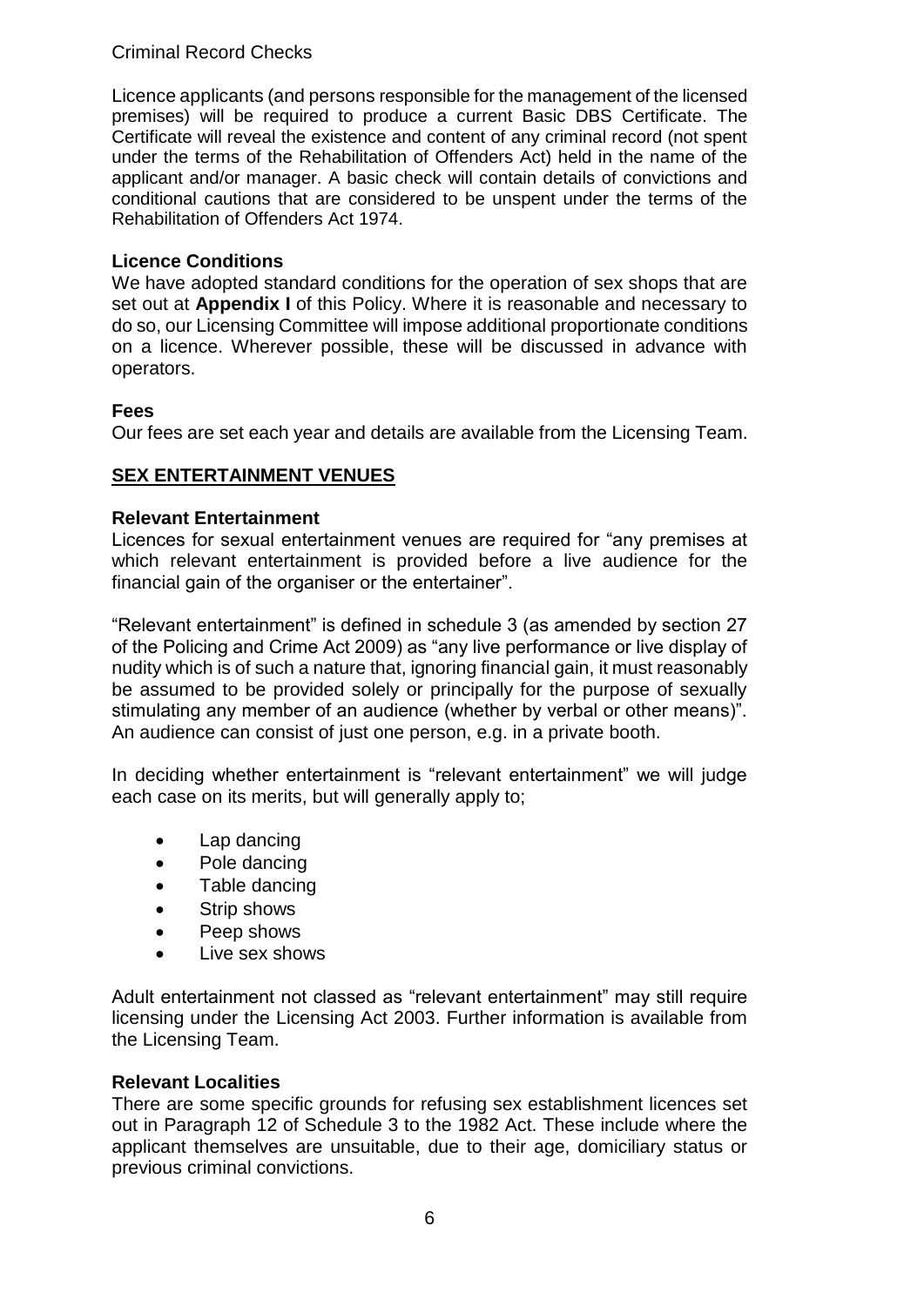Criminal Record Checks

Licence applicants (and persons responsible for the management of the licensed premises) will be required to produce a current Basic DBS Certificate. The Certificate will reveal the existence and content of any criminal record (not spent under the terms of the Rehabilitation of Offenders Act) held in the name of the applicant and/or manager. A basic check will contain details of convictions and conditional cautions that are considered to be unspent under the terms of the Rehabilitation of Offenders Act 1974.

**Licence Conditions**

We have adopted standard conditions for the operation of sex shops that are set out at **Appendix I** of this Policy. Where it is reasonable and necessary to do so, our Licensing Committee will impose additional proportionate conditions on a licence. Wherever possible, these will be discussed in advance with operators.

**Fees**

Our fees are set each year and details are available from the Licensing Team.

## SEX ENTERTAINMENT VENUES

**Relevant Entertainment**

Licences for sexual entertainment venues are required for "any premises at which relevant entertainment is provided before a live audience for the financial gain of the organiser or the entertainer".

"Relevant entertainment" is defined in schedule 3 (as amended by section 27 of the Policing and Crime Act 2009) as "any live performance or live display of nudity which is of such a nature that, ignoring financial gain, it must reasonably be assumed to be provided solely or principally for the purpose of sexually stimulating any member of an audience (whether by verbal or other means)". An audience can consist of just one person, e.g. in a private booth.

In deciding whether entertainment is "relevant entertainment" we will judge each case on its merits, but will generally apply to;

- Lap dancing
- Pole dancing
- Table dancing
- Strip shows
- Peep shows
- Live sex shows

Adult entertainment not classed as "relevant entertainment" may still require licensing under the Licensing Act 2003. Further information is available from the Licensing Team.

**Relevant Localities**

There are some specific grounds for refusing sex establishment licences set out in Paragraph 12 of Schedule 3 to the 1982 Act. These include where the applicant themselves are unsuitable, due to their age, domiciliary status or previous criminal convictions.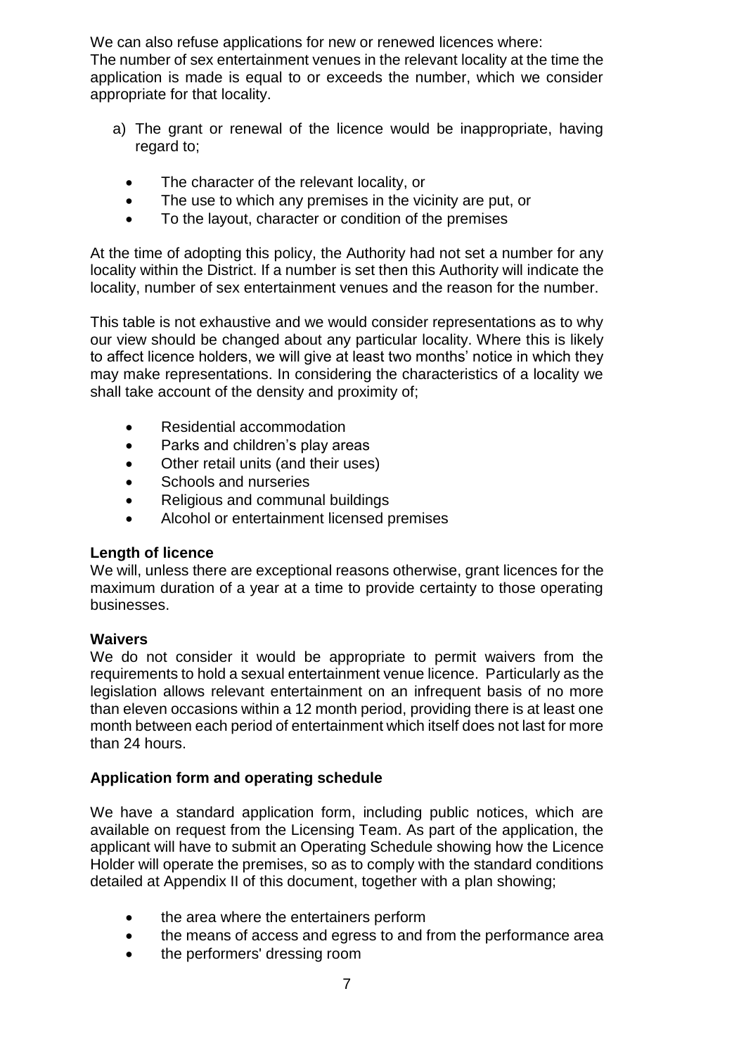We can also refuse applications for new or renewed licences where:
The number of sex entertainment venues in the relevant locality at the time the application is made is equal to or exceeds the number, which we consider appropriate for that locality.

a) The grant or renewal of the licence would be inappropriate, having regard to;

- The character of the relevant locality, or
- The use to which any premises in the vicinity are put, or
- To the layout, character or condition of the premises

At the time of adopting this policy, the Authority had not set a number for any locality within the District. If a number is set then this Authority will indicate the locality, number of sex entertainment venues and the reason for the number.

This table is not exhaustive and we would consider representations as to why our view should be changed about any particular locality. Where this is likely to affect licence holders, we will give at least two months' notice in which they may make representations. In considering the characteristics of a locality we shall take account of the density and proximity of;

- Residential accommodation
- Parks and children's play areas
- Other retail units (and their uses)
- Schools and nurseries
- Religious and communal buildings
- Alcohol or entertainment licensed premises

**Length of licence**
We will, unless there are exceptional reasons otherwise, grant licences for the maximum duration of a year at a time to provide certainty to those operating businesses.

**Waivers**
We do not consider it would be appropriate to permit waivers from the requirements to hold a sexual entertainment venue licence. Particularly as the legislation allows relevant entertainment on an infrequent basis of no more than eleven occasions within a 12 month period, providing there is at least one month between each period of entertainment which itself does not last for more than 24 hours.

**Application form and operating schedule**

We have a standard application form, including public notices, which are available on request from the Licensing Team. As part of the application, the applicant will have to submit an Operating Schedule showing how the Licence Holder will operate the premises, so as to comply with the standard conditions detailed at Appendix II of this document, together with a plan showing;

- the area where the entertainers perform
- the means of access and egress to and from the performance area
- the performers' dressing room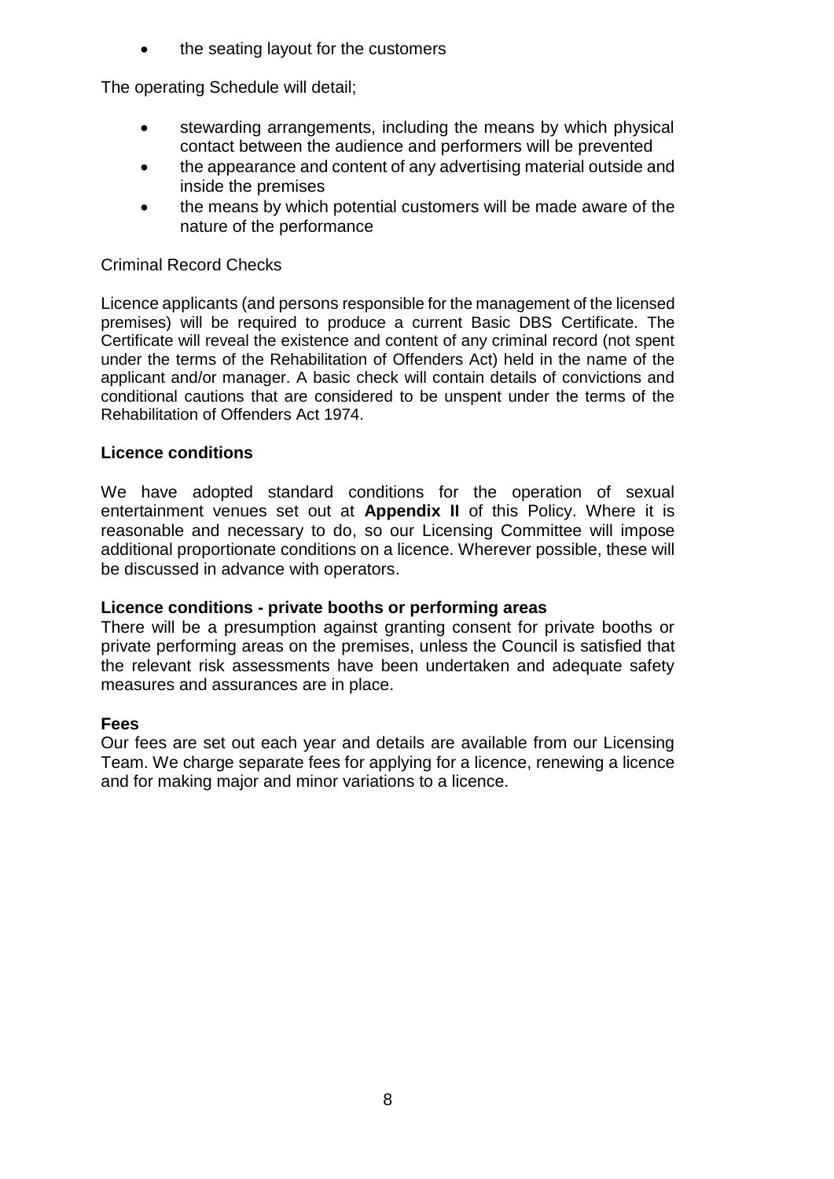- the seating layout for the customers

The operating Schedule will detail;

- stewarding arrangements, including the means by which physical contact between the audience and performers will be prevented
- the appearance and content of any advertising material outside and inside the premises
- the means by which potential customers will be made aware of the nature of the performance

Criminal Record Checks

Licence applicants (and persons responsible for the management of the licensed premises) will be required to produce a current Basic DBS Certificate. The Certificate will reveal the existence and content of any criminal record (not spent under the terms of the Rehabilitation of Offenders Act) held in the name of the applicant and/or manager. A basic check will contain details of convictions and conditional cautions that are considered to be unspent under the terms of the Rehabilitation of Offenders Act 1974.

**Licence conditions**

We have adopted standard conditions for the operation of sexual entertainment venues set out at **Appendix II** of this Policy. Where it is reasonable and necessary to do, so our Licensing Committee will impose additional proportionate conditions on a licence. Wherever possible, these will be discussed in advance with operators.

**Licence conditions - private booths or performing areas**

There will be a presumption against granting consent for private booths or private performing areas on the premises, unless the Council is satisfied that the relevant risk assessments have been undertaken and adequate safety measures and assurances are in place.

**Fees**

Our fees are set out each year and details are available from our Licensing Team. We charge separate fees for applying for a licence, renewing a licence and for making major and minor variations to a licence.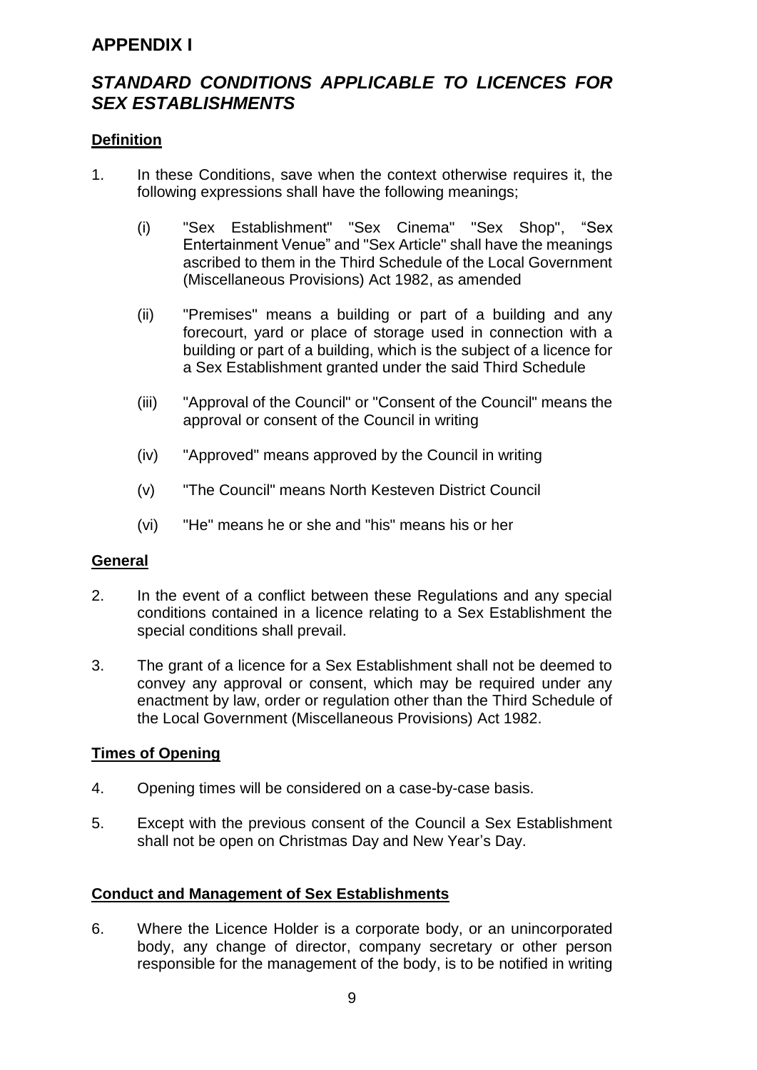# APPENDIX I

## *STANDARD CONDITIONS APPLICABLE TO LICENCES FOR SEX ESTABLISHMENTS*

### Definition

1. In these Conditions, save when the context otherwise requires it, the following expressions shall have the following meanings;

   (i) "Sex Establishment" "Sex Cinema" "Sex Shop", "Sex Entertainment Venue" and "Sex Article" shall have the meanings ascribed to them in the Third Schedule of the Local Government (Miscellaneous Provisions) Act 1982, as amended

   (ii) "Premises" means a building or part of a building and any forecourt, yard or place of storage used in connection with a building or part of a building, which is the subject of a licence for a Sex Establishment granted under the said Third Schedule

   (iii) "Approval of the Council" or "Consent of the Council" means the approval or consent of the Council in writing

   (iv) "Approved" means approved by the Council in writing

   (v) "The Council" means North Kesteven District Council

   (vi) "He" means he or she and "his" means his or her

### General

2. In the event of a conflict between these Regulations and any special conditions contained in a licence relating to a Sex Establishment the special conditions shall prevail.

3. The grant of a licence for a Sex Establishment shall not be deemed to convey any approval or consent, which may be required under any enactment by law, order or regulation other than the Third Schedule of the Local Government (Miscellaneous Provisions) Act 1982.

### Times of Opening

4. Opening times will be considered on a case-by-case basis.

5. Except with the previous consent of the Council a Sex Establishment shall not be open on Christmas Day and New Year's Day.

### Conduct and Management of Sex Establishments

6. Where the Licence Holder is a corporate body, or an unincorporated body, any change of director, company secretary or other person responsible for the management of the body, is to be notified in writing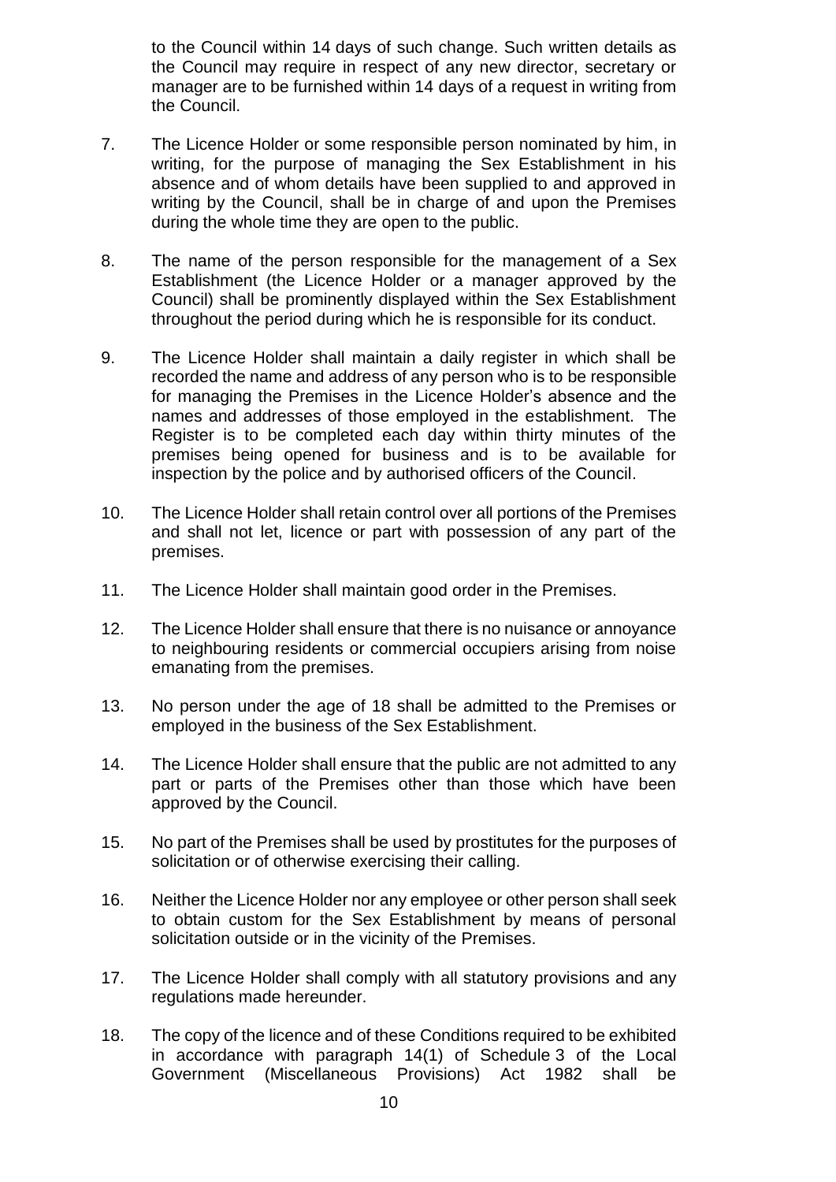to the Council within 14 days of such change. Such written details as the Council may require in respect of any new director, secretary or manager are to be furnished within 14 days of a request in writing from the Council.

7. The Licence Holder or some responsible person nominated by him, in writing, for the purpose of managing the Sex Establishment in his absence and of whom details have been supplied to and approved in writing by the Council, shall be in charge of and upon the Premises during the whole time they are open to the public.

8. The name of the person responsible for the management of a Sex Establishment (the Licence Holder or a manager approved by the Council) shall be prominently displayed within the Sex Establishment throughout the period during which he is responsible for its conduct.

9. The Licence Holder shall maintain a daily register in which shall be recorded the name and address of any person who is to be responsible for managing the Premises in the Licence Holder's absence and the names and addresses of those employed in the establishment. The Register is to be completed each day within thirty minutes of the premises being opened for business and is to be available for inspection by the police and by authorised officers of the Council.

10. The Licence Holder shall retain control over all portions of the Premises and shall not let, licence or part with possession of any part of the premises.

11. The Licence Holder shall maintain good order in the Premises.

12. The Licence Holder shall ensure that there is no nuisance or annoyance to neighbouring residents or commercial occupiers arising from noise emanating from the premises.

13. No person under the age of 18 shall be admitted to the Premises or employed in the business of the Sex Establishment.

14. The Licence Holder shall ensure that the public are not admitted to any part or parts of the Premises other than those which have been approved by the Council.

15. No part of the Premises shall be used by prostitutes for the purposes of solicitation or of otherwise exercising their calling.

16. Neither the Licence Holder nor any employee or other person shall seek to obtain custom for the Sex Establishment by means of personal solicitation outside or in the vicinity of the Premises.

17. The Licence Holder shall comply with all statutory provisions and any regulations made hereunder.

18. The copy of the licence and of these Conditions required to be exhibited in accordance with paragraph 14(1) of Schedule 3 of the Local Government (Miscellaneous Provisions) Act 1982 shall be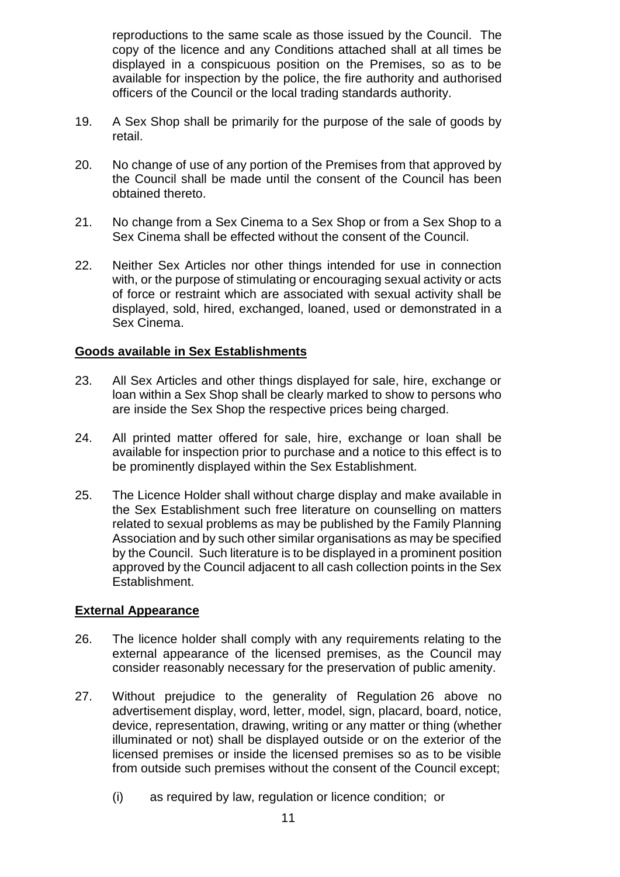reproductions to the same scale as those issued by the Council. The copy of the licence and any Conditions attached shall at all times be displayed in a conspicuous position on the Premises, so as to be available for inspection by the police, the fire authority and authorised officers of the Council or the local trading standards authority.

19. A Sex Shop shall be primarily for the purpose of the sale of goods by retail.

20. No change of use of any portion of the Premises from that approved by the Council shall be made until the consent of the Council has been obtained thereto.

21. No change from a Sex Cinema to a Sex Shop or from a Sex Shop to a Sex Cinema shall be effected without the consent of the Council.

22. Neither Sex Articles nor other things intended for use in connection with, or the purpose of stimulating or encouraging sexual activity or acts of force or restraint which are associated with sexual activity shall be displayed, sold, hired, exchanged, loaned, used or demonstrated in a Sex Cinema.

**Goods available in Sex Establishments**

23. All Sex Articles and other things displayed for sale, hire, exchange or loan within a Sex Shop shall be clearly marked to show to persons who are inside the Sex Shop the respective prices being charged.

24. All printed matter offered for sale, hire, exchange or loan shall be available for inspection prior to purchase and a notice to this effect is to be prominently displayed within the Sex Establishment.

25. The Licence Holder shall without charge display and make available in the Sex Establishment such free literature on counselling on matters related to sexual problems as may be published by the Family Planning Association and by such other similar organisations as may be specified by the Council. Such literature is to be displayed in a prominent position approved by the Council adjacent to all cash collection points in the Sex Establishment.

**External Appearance**

26. The licence holder shall comply with any requirements relating to the external appearance of the licensed premises, as the Council may consider reasonably necessary for the preservation of public amenity.

27. Without prejudice to the generality of Regulation 26 above no advertisement display, word, letter, model, sign, placard, board, notice, device, representation, drawing, writing or any matter or thing (whether illuminated or not) shall be displayed outside or on the exterior of the licensed premises or inside the licensed premises so as to be visible from outside such premises without the consent of the Council except;

    (i) as required by law, regulation or licence condition; or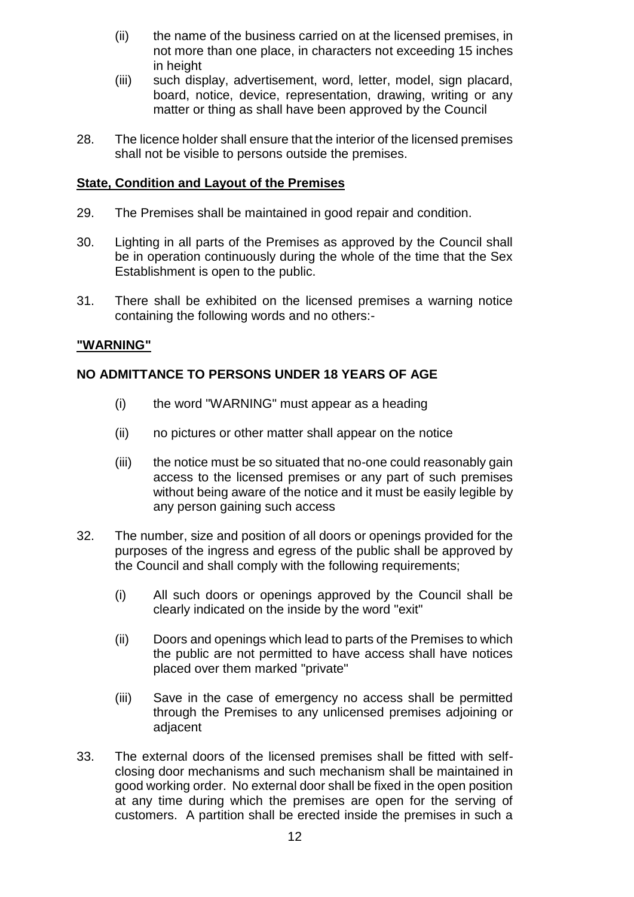(ii) the name of the business carried on at the licensed premises, in not more than one place, in characters not exceeding 15 inches in height

(iii) such display, advertisement, word, letter, model, sign placard, board, notice, device, representation, drawing, writing or any matter or thing as shall have been approved by the Council

28. The licence holder shall ensure that the interior of the licensed premises shall not be visible to persons outside the premises.

**State, Condition and Layout of the Premises**

29. The Premises shall be maintained in good repair and condition.

30. Lighting in all parts of the Premises as approved by the Council shall be in operation continuously during the whole of the time that the Sex Establishment is open to the public.

31. There shall be exhibited on the licensed premises a warning notice containing the following words and no others:-

**"WARNING"**

**NO ADMITTANCE TO PERSONS UNDER 18 YEARS OF AGE**

(i) the word "WARNING" must appear as a heading

(ii) no pictures or other matter shall appear on the notice

(iii) the notice must be so situated that no-one could reasonably gain access to the licensed premises or any part of such premises without being aware of the notice and it must be easily legible by any person gaining such access

32. The number, size and position of all doors or openings provided for the purposes of the ingress and egress of the public shall be approved by the Council and shall comply with the following requirements;

(i) All such doors or openings approved by the Council shall be clearly indicated on the inside by the word "exit"

(ii) Doors and openings which lead to parts of the Premises to which the public are not permitted to have access shall have notices placed over them marked "private"

(iii) Save in the case of emergency no access shall be permitted through the Premises to any unlicensed premises adjoining or adjacent

33. The external doors of the licensed premises shall be fitted with self-closing door mechanisms and such mechanism shall be maintained in good working order. No external door shall be fixed in the open position at any time during which the premises are open for the serving of customers. A partition shall be erected inside the premises in such a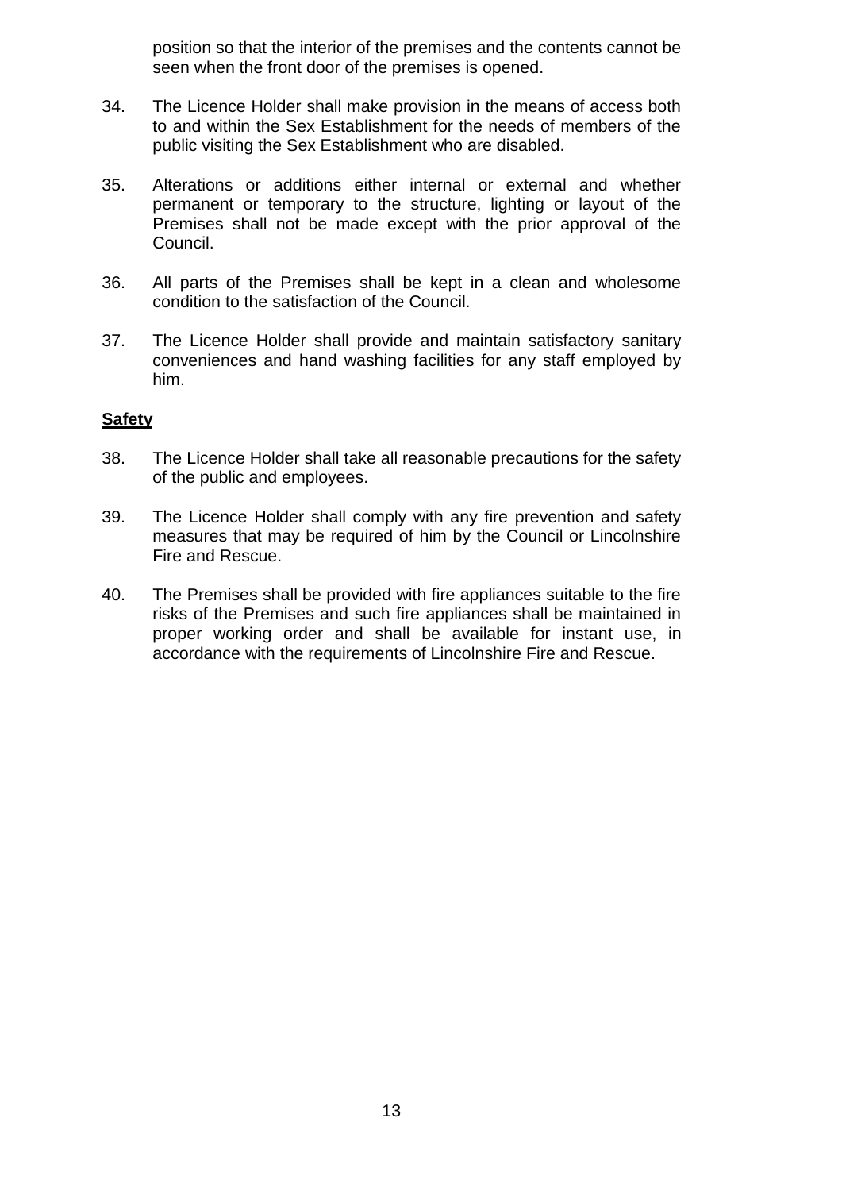position so that the interior of the premises and the contents cannot be seen when the front door of the premises is opened.

34. The Licence Holder shall make provision in the means of access both to and within the Sex Establishment for the needs of members of the public visiting the Sex Establishment who are disabled.

35. Alterations or additions either internal or external and whether permanent or temporary to the structure, lighting or layout of the Premises shall not be made except with the prior approval of the Council.

36. All parts of the Premises shall be kept in a clean and wholesome condition to the satisfaction of the Council.

37. The Licence Holder shall provide and maintain satisfactory sanitary conveniences and hand washing facilities for any staff employed by him.

**Safety**

38. The Licence Holder shall take all reasonable precautions for the safety of the public and employees.

39. The Licence Holder shall comply with any fire prevention and safety measures that may be required of him by the Council or Lincolnshire Fire and Rescue.

40. The Premises shall be provided with fire appliances suitable to the fire risks of the Premises and such fire appliances shall be maintained in proper working order and shall be available for instant use, in accordance with the requirements of Lincolnshire Fire and Rescue.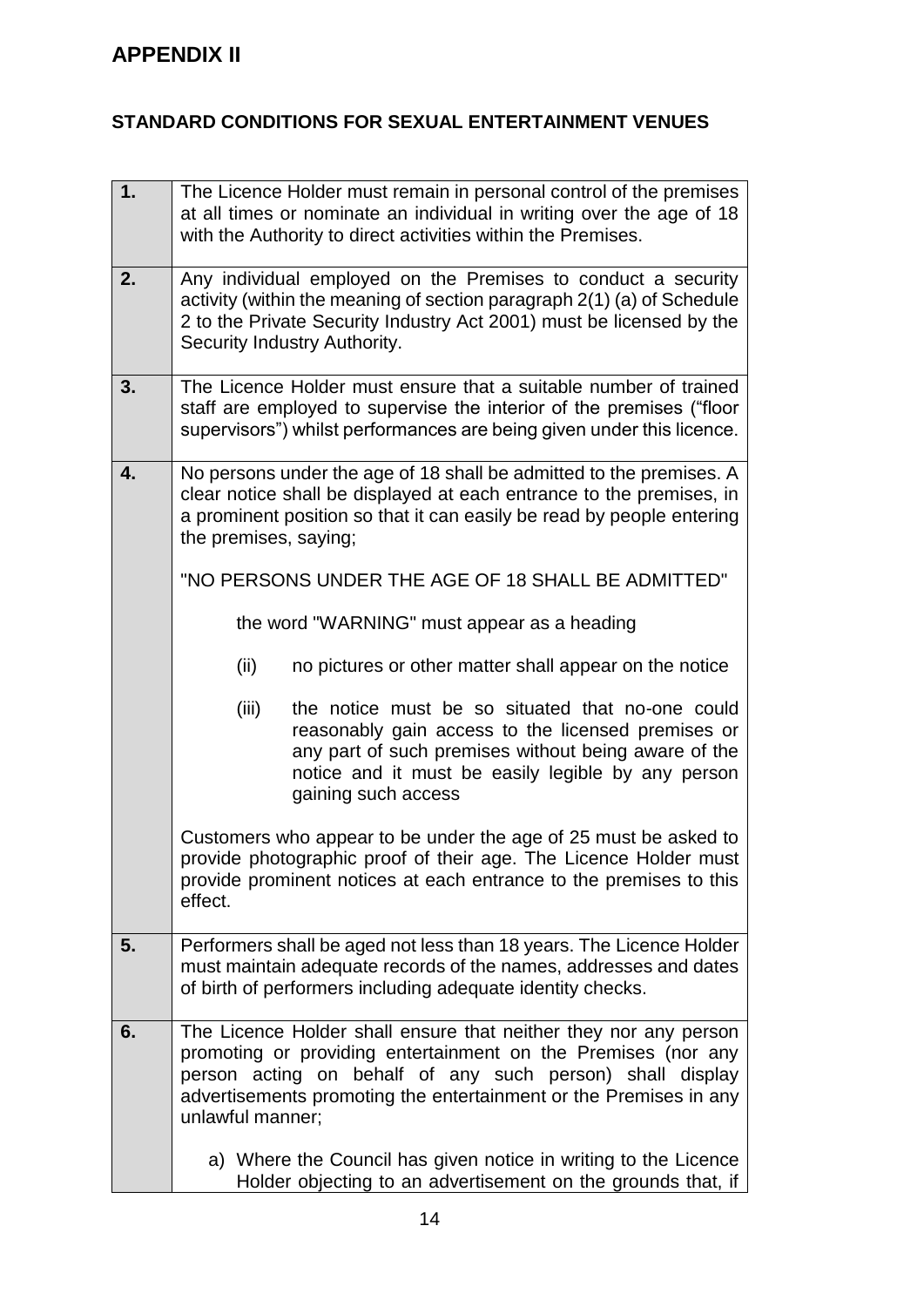## APPENDIX II

### STANDARD CONDITIONS FOR SEXUAL ENTERTAINMENT VENUES

| | |
|---|---|
| **1.** | The Licence Holder must remain in personal control of the premises at all times or nominate an individual in writing over the age of 18 with the Authority to direct activities within the Premises. |
| **2.** | Any individual employed on the Premises to conduct a security activity (within the meaning of section paragraph 2(1) (a) of Schedule 2 to the Private Security Industry Act 2001) must be licensed by the Security Industry Authority. |
| **3.** | The Licence Holder must ensure that a suitable number of trained staff are employed to supervise the interior of the premises ("floor supervisors") whilst performances are being given under this licence. |
| **4.** | No persons under the age of 18 shall be admitted to the premises. A clear notice shall be displayed at each entrance to the premises, in a prominent position so that it can easily be read by people entering the premises, saying; <br><br> "NO PERSONS UNDER THE AGE OF 18 SHALL BE ADMITTED" <br><br> the word "WARNING" must appear as a heading <br><br> (ii) no pictures or other matter shall appear on the notice <br><br> (iii) the notice must be so situated that no-one could reasonably gain access to the licensed premises or any part of such premises without being aware of the notice and it must be easily legible by any person gaining such access <br><br> Customers who appear to be under the age of 25 must be asked to provide photographic proof of their age. The Licence Holder must provide prominent notices at each entrance to the premises to this effect. |
| **5.** | Performers shall be aged not less than 18 years. The Licence Holder must maintain adequate records of the names, addresses and dates of birth of performers including adequate identity checks. |
| **6.** | The Licence Holder shall ensure that neither they nor any person promoting or providing entertainment on the Premises (nor any person acting on behalf of any such person) shall display advertisements promoting the entertainment or the Premises in any unlawful manner; <br><br> a) Where the Council has given notice in writing to the Licence Holder objecting to an advertisement on the grounds that, if |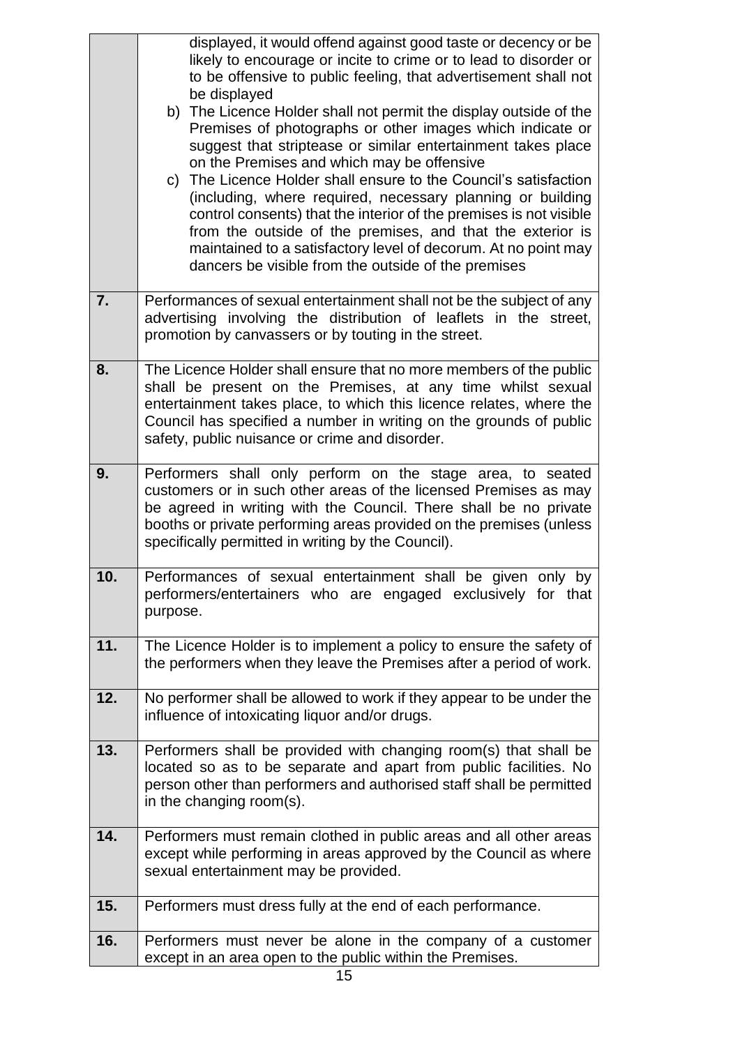| | |
|---|---|
| | displayed, it would offend against good taste or decency or be likely to encourage or incite to crime or to lead to disorder or to be offensive to public feeling, that advertisement shall not be displayed<br>b) The Licence Holder shall not permit the display outside of the Premises of photographs or other images which indicate or suggest that striptease or similar entertainment takes place on the Premises and which may be offensive<br>c) The Licence Holder shall ensure to the Council's satisfaction (including, where required, necessary planning or building control consents) that the interior of the premises is not visible from the outside of the premises, and that the exterior is maintained to a satisfactory level of decorum. At no point may dancers be visible from the outside of the premises |
| **7.** | Performances of sexual entertainment shall not be the subject of any advertising involving the distribution of leaflets in the street, promotion by canvassers or by touting in the street. |
| **8.** | The Licence Holder shall ensure that no more members of the public shall be present on the Premises, at any time whilst sexual entertainment takes place, to which this licence relates, where the Council has specified a number in writing on the grounds of public safety, public nuisance or crime and disorder. |
| **9.** | Performers shall only perform on the stage area, to seated customers or in such other areas of the licensed Premises as may be agreed in writing with the Council. There shall be no private booths or private performing areas provided on the premises (unless specifically permitted in writing by the Council). |
| **10.** | Performances of sexual entertainment shall be given only by performers/entertainers who are engaged exclusively for that purpose. |
| **11.** | The Licence Holder is to implement a policy to ensure the safety of the performers when they leave the Premises after a period of work. |
| **12.** | No performer shall be allowed to work if they appear to be under the influence of intoxicating liquor and/or drugs. |
| **13.** | Performers shall be provided with changing room(s) that shall be located so as to be separate and apart from public facilities. No person other than performers and authorised staff shall be permitted in the changing room(s). |
| **14.** | Performers must remain clothed in public areas and all other areas except while performing in areas approved by the Council as where sexual entertainment may be provided. |
| **15.** | Performers must dress fully at the end of each performance. |
| **16.** | Performers must never be alone in the company of a customer except in an area open to the public within the Premises. |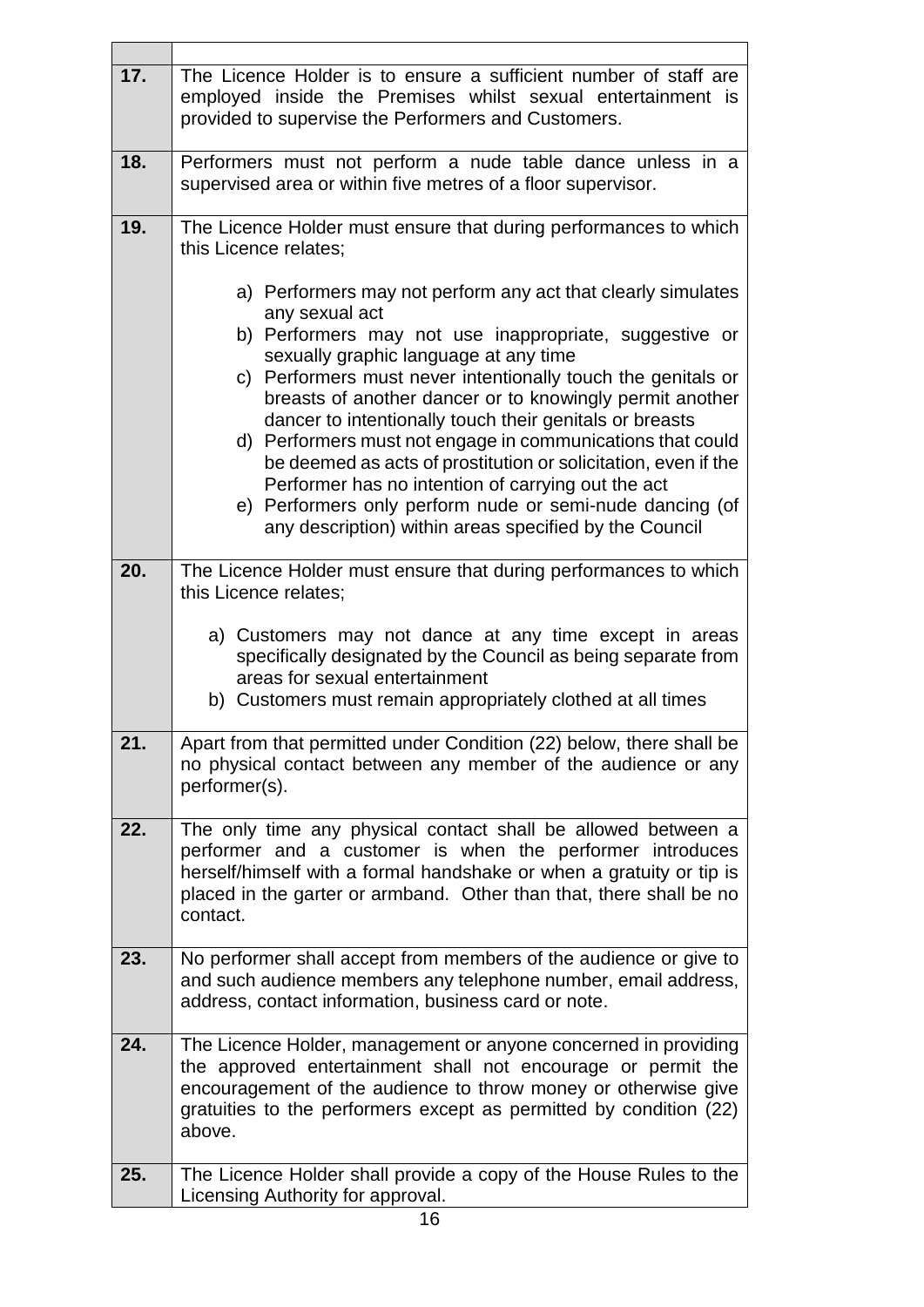| | |
|---|---|
| **17.** | The Licence Holder is to ensure a sufficient number of staff are employed inside the Premises whilst sexual entertainment is provided to supervise the Performers and Customers. |
| **18.** | Performers must not perform a nude table dance unless in a supervised area or within five metres of a floor supervisor. |
| **19.** | The Licence Holder must ensure that during performances to which this Licence relates;<br><br>a) Performers may not perform any act that clearly simulates any sexual act<br>b) Performers may not use inappropriate, suggestive or sexually graphic language at any time<br>c) Performers must never intentionally touch the genitals or breasts of another dancer or to knowingly permit another dancer to intentionally touch their genitals or breasts<br>d) Performers must not engage in communications that could be deemed as acts of prostitution or solicitation, even if the Performer has no intention of carrying out the act<br>e) Performers only perform nude or semi-nude dancing (of any description) within areas specified by the Council |
| **20.** | The Licence Holder must ensure that during performances to which this Licence relates;<br><br>a) Customers may not dance at any time except in areas specifically designated by the Council as being separate from areas for sexual entertainment<br>b) Customers must remain appropriately clothed at all times |
| **21.** | Apart from that permitted under Condition (22) below, there shall be no physical contact between any member of the audience or any performer(s). |
| **22.** | The only time any physical contact shall be allowed between a performer and a customer is when the performer introduces herself/himself with a formal handshake or when a gratuity or tip is placed in the garter or armband. Other than that, there shall be no contact. |
| **23.** | No performer shall accept from members of the audience or give to and such audience members any telephone number, email address, address, contact information, business card or note. |
| **24.** | The Licence Holder, management or anyone concerned in providing the approved entertainment shall not encourage or permit the encouragement of the audience to throw money or otherwise give gratuities to the performers except as permitted by condition (22) above. |
| **25.** | The Licence Holder shall provide a copy of the House Rules to the Licensing Authority for approval. |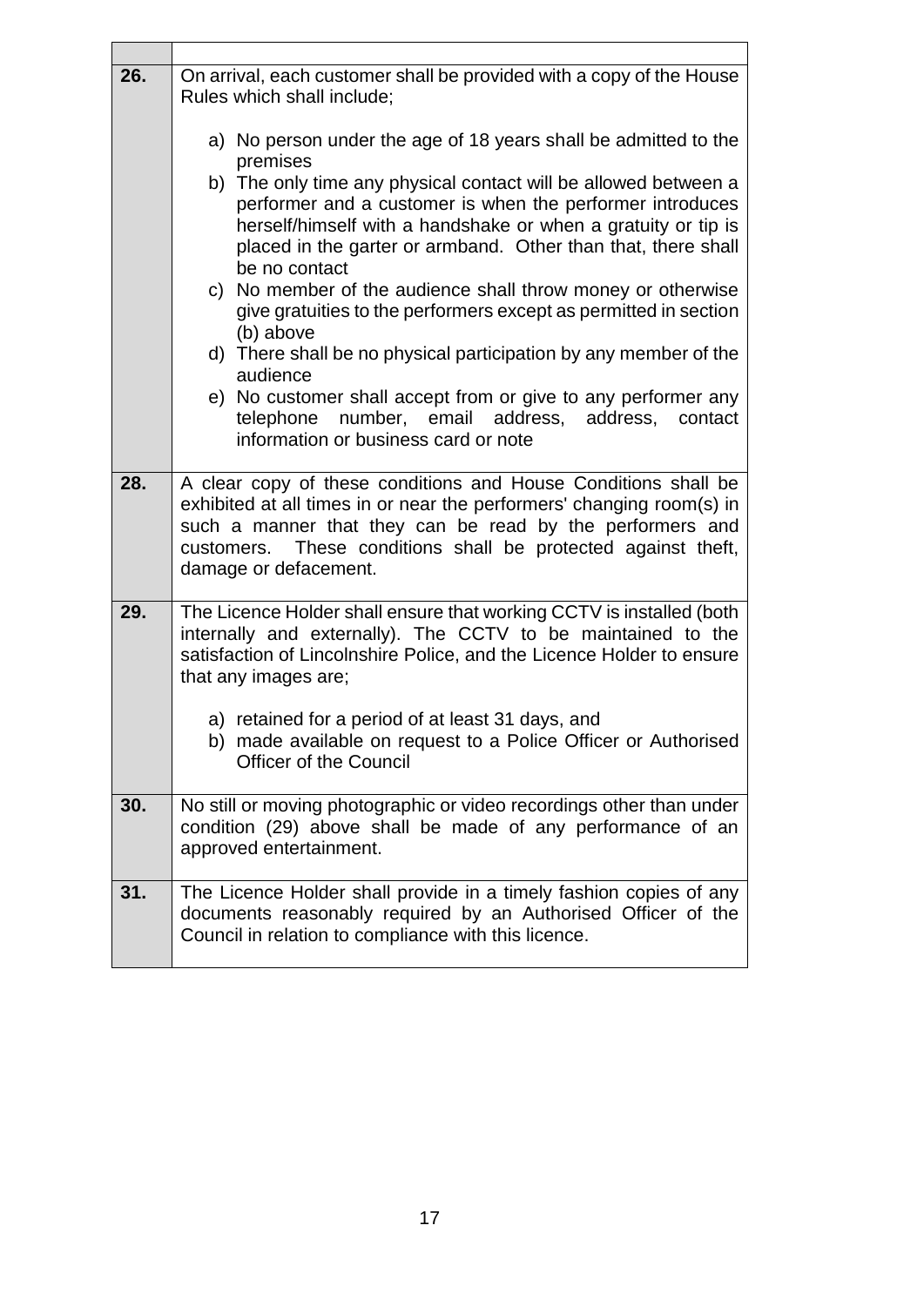| | |
|---|---|
| **26.** | On arrival, each customer shall be provided with a copy of the House Rules which shall include;<br><br>a) No person under the age of 18 years shall be admitted to the premises<br>b) The only time any physical contact will be allowed between a performer and a customer is when the performer introduces herself/himself with a handshake or when a gratuity or tip is placed in the garter or armband. Other than that, there shall be no contact<br>c) No member of the audience shall throw money or otherwise give gratuities to the performers except as permitted in section (b) above<br>d) There shall be no physical participation by any member of the audience<br>e) No customer shall accept from or give to any performer any telephone number, email address, address, contact information or business card or note |
| **28.** | A clear copy of these conditions and House Conditions shall be exhibited at all times in or near the performers' changing room(s) in such a manner that they can be read by the performers and customers. These conditions shall be protected against theft, damage or defacement. |
| **29.** | The Licence Holder shall ensure that working CCTV is installed (both internally and externally). The CCTV to be maintained to the satisfaction of Lincolnshire Police, and the Licence Holder to ensure that any images are;<br><br>a) retained for a period of at least 31 days, and<br>b) made available on request to a Police Officer or Authorised Officer of the Council |
| **30.** | No still or moving photographic or video recordings other than under condition (29) above shall be made of any performance of an approved entertainment. |
| **31.** | The Licence Holder shall provide in a timely fashion copies of any documents reasonably required by an Authorised Officer of the Council in relation to compliance with this licence. |